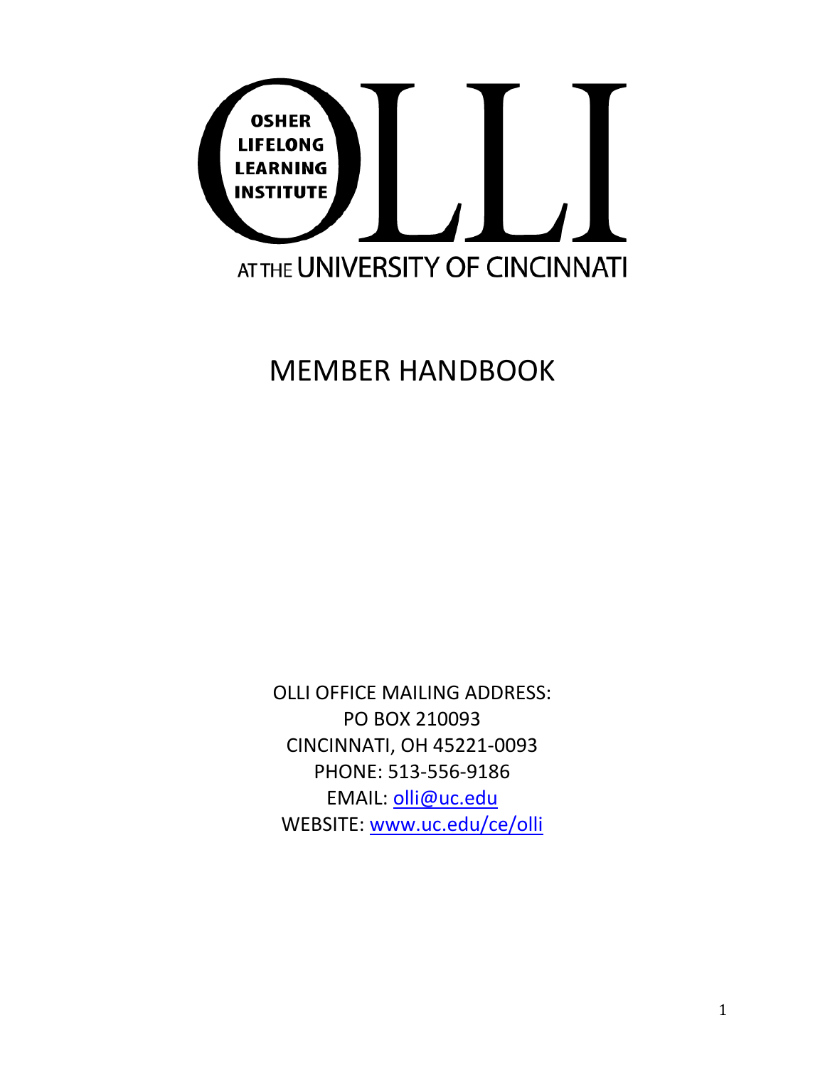# OSHER LIFELONG LEARNING INSTITUTE

# OLLI

AT THE UNIVERSITY OF CINCINNATI

# MEMBER HANDBOOK

OLLI OFFICE MAILING ADDRESS:
PO BOX 210093
CINCINNATI, OH 45221-0093
PHONE: 513-556-9186
EMAIL: olli@uc.edu
WEBSITE: www.uc.edu/ce/olli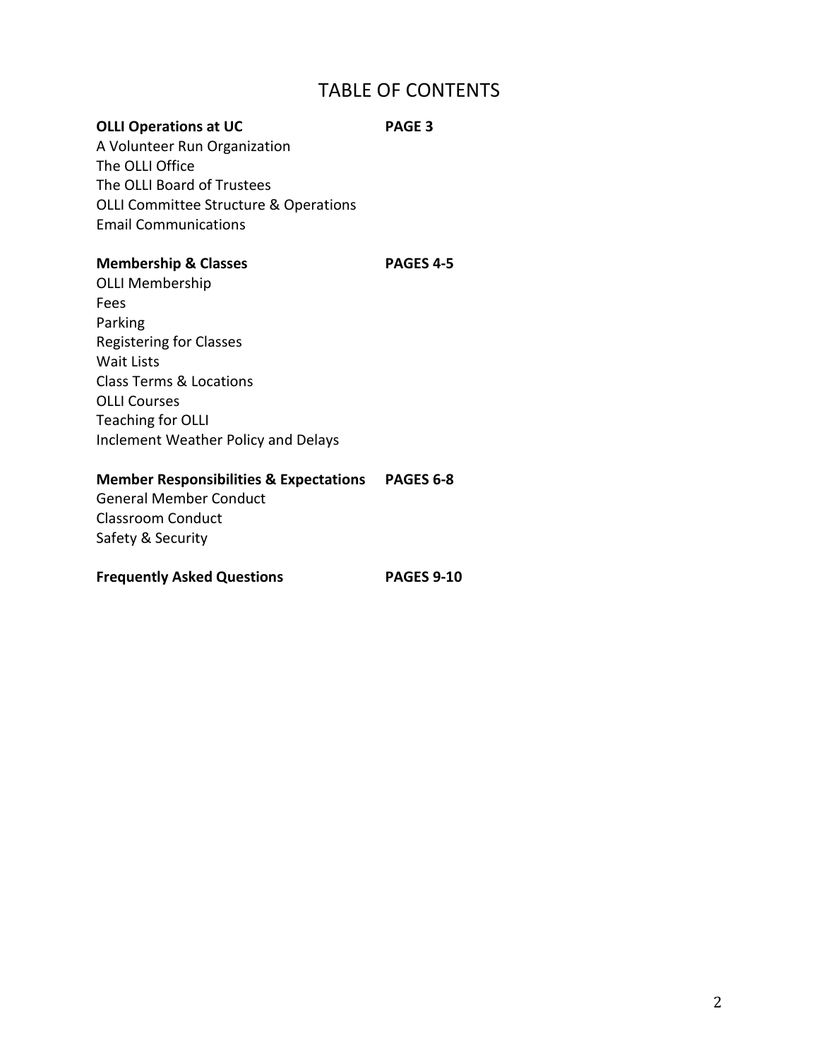# TABLE OF CONTENTS

| | |
|---|---|
| **OLLI Operations at UC** | **PAGE 3** |
| A Volunteer Run Organization | |
| The OLLI Office | |
| The OLLI Board of Trustees | |
| OLLI Committee Structure & Operations | |
| Email Communications | |
| **Membership & Classes** | **PAGES 4-5** |
| OLLI Membership | |
| Fees | |
| Parking | |
| Registering for Classes | |
| Wait Lists | |
| Class Terms & Locations | |
| OLLI Courses | |
| Teaching for OLLI | |
| Inclement Weather Policy and Delays | |
| **Member Responsibilities & Expectations** | **PAGES 6-8** |
| General Member Conduct | |
| Classroom Conduct | |
| Safety & Security | |
| **Frequently Asked Questions** | **PAGES 9-10** |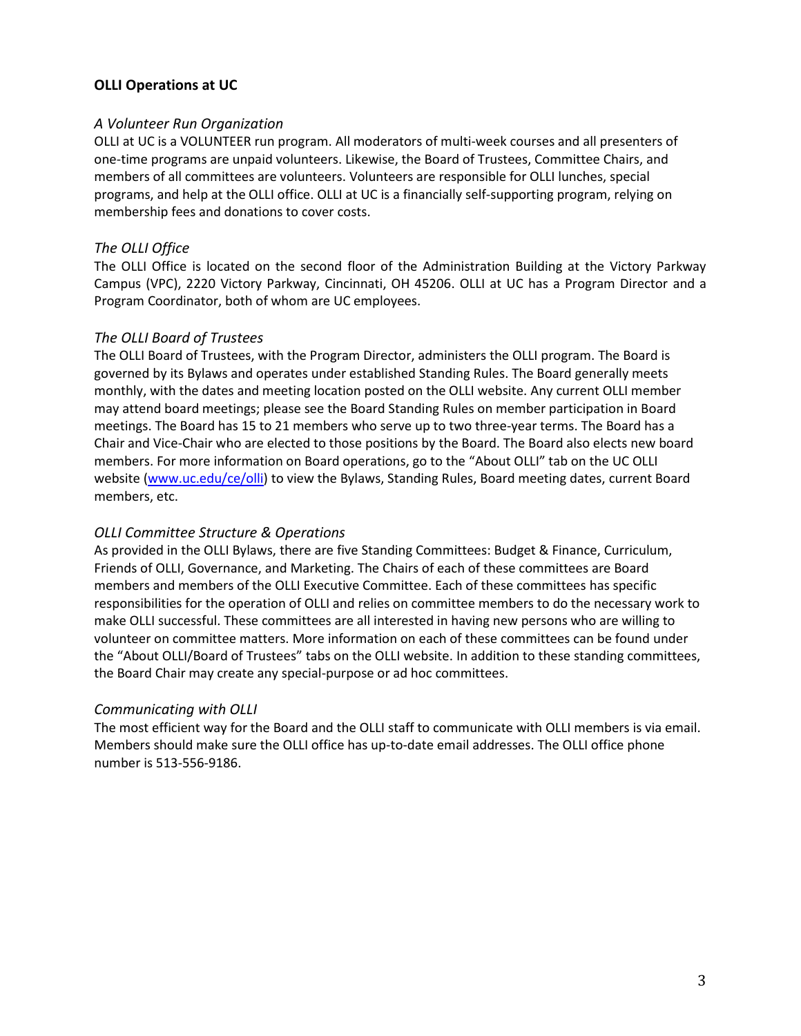## OLLI Operations at UC

### *A Volunteer Run Organization*

OLLI at UC is a VOLUNTEER run program. All moderators of multi-week courses and all presenters of one-time programs are unpaid volunteers. Likewise, the Board of Trustees, Committee Chairs, and members of all committees are volunteers. Volunteers are responsible for OLLI lunches, special programs, and help at the OLLI office. OLLI at UC is a financially self-supporting program, relying on membership fees and donations to cover costs.

### *The OLLI Office*

The OLLI Office is located on the second floor of the Administration Building at the Victory Parkway Campus (VPC), 2220 Victory Parkway, Cincinnati, OH 45206. OLLI at UC has a Program Director and a Program Coordinator, both of whom are UC employees.

### *The OLLI Board of Trustees*

The OLLI Board of Trustees, with the Program Director, administers the OLLI program. The Board is governed by its Bylaws and operates under established Standing Rules. The Board generally meets monthly, with the dates and meeting location posted on the OLLI website. Any current OLLI member may attend board meetings; please see the Board Standing Rules on member participation in Board meetings. The Board has 15 to 21 members who serve up to two three-year terms. The Board has a Chair and Vice-Chair who are elected to those positions by the Board. The Board also elects new board members. For more information on Board operations, go to the "About OLLI" tab on the UC OLLI website ([www.uc.edu/ce/olli](www.uc.edu/ce/olli)) to view the Bylaws, Standing Rules, Board meeting dates, current Board members, etc.

### *OLLI Committee Structure & Operations*

As provided in the OLLI Bylaws, there are five Standing Committees: Budget & Finance, Curriculum, Friends of OLLI, Governance, and Marketing. The Chairs of each of these committees are Board members and members of the OLLI Executive Committee. Each of these committees has specific responsibilities for the operation of OLLI and relies on committee members to do the necessary work to make OLLI successful. These committees are all interested in having new persons who are willing to volunteer on committee matters. More information on each of these committees can be found under the "About OLLI/Board of Trustees" tabs on the OLLI website. In addition to these standing committees, the Board Chair may create any special-purpose or ad hoc committees.

### *Communicating with OLLI*

The most efficient way for the Board and the OLLI staff to communicate with OLLI members is via email. Members should make sure the OLLI office has up-to-date email addresses. The OLLI office phone number is 513-556-9186.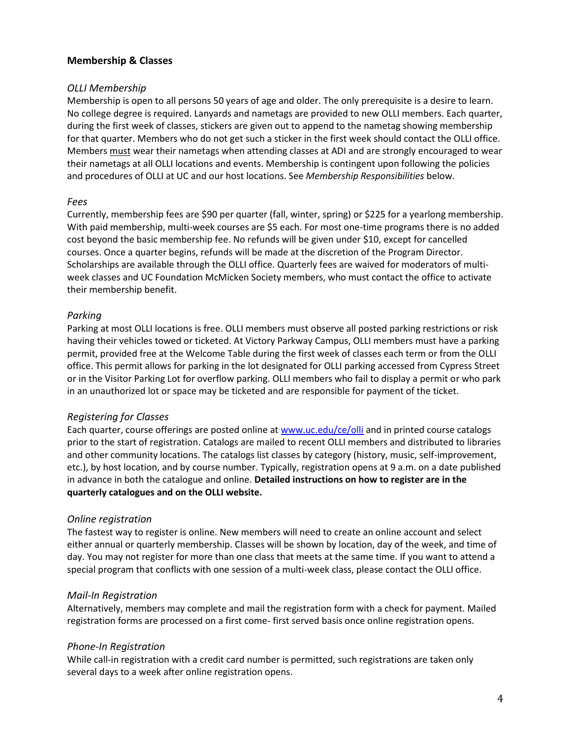## Membership & Classes

### *OLLI Membership*

Membership is open to all persons 50 years of age and older. The only prerequisite is a desire to learn. No college degree is required. Lanyards and nametags are provided to new OLLI members. Each quarter, during the first week of classes, stickers are given out to append to the nametag showing membership for that quarter. Members who do not get such a sticker in the first week should contact the OLLI office. Members <u>must</u> wear their nametags when attending classes at ADI and are strongly encouraged to wear their nametags at all OLLI locations and events. Membership is contingent upon following the policies and procedures of OLLI at UC and our host locations. See *Membership Responsibilities* below.

### *Fees*

Currently, membership fees are $90 per quarter (fall, winter, spring) or $225 for a yearlong membership. With paid membership, multi-week courses are $5 each. For most one-time programs there is no added cost beyond the basic membership fee. No refunds will be given under $10, except for cancelled courses. Once a quarter begins, refunds will be made at the discretion of the Program Director. Scholarships are available through the OLLI office. Quarterly fees are waived for moderators of multi-week classes and UC Foundation McMicken Society members, who must contact the office to activate their membership benefit.

### *Parking*

Parking at most OLLI locations is free. OLLI members must observe all posted parking restrictions or risk having their vehicles towed or ticketed. At Victory Parkway Campus, OLLI members must have a parking permit, provided free at the Welcome Table during the first week of classes each term or from the OLLI office. This permit allows for parking in the lot designated for OLLI parking accessed from Cypress Street or in the Visitor Parking Lot for overflow parking. OLLI members who fail to display a permit or who park in an unauthorized lot or space may be ticketed and are responsible for payment of the ticket.

### *Registering for Classes*

Each quarter, course offerings are posted online at [www.uc.edu/ce/olli](www.uc.edu/ce/olli) and in printed course catalogs prior to the start of registration. Catalogs are mailed to recent OLLI members and distributed to libraries and other community locations. The catalogs list classes by category (history, music, self-improvement, etc.), by host location, and by course number. Typically, registration opens at 9 a.m. on a date published in advance in both the catalogue and online. **Detailed instructions on how to register are in the quarterly catalogues and on the OLLI website.**

### *Online registration*

The fastest way to register is online. New members will need to create an online account and select either annual or quarterly membership. Classes will be shown by location, day of the week, and time of day. You may not register for more than one class that meets at the same time. If you want to attend a special program that conflicts with one session of a multi-week class, please contact the OLLI office.

### *Mail-In Registration*

Alternatively, members may complete and mail the registration form with a check for payment. Mailed registration forms are processed on a first come- first served basis once online registration opens.

### *Phone-In Registration*

While call-in registration with a credit card number is permitted, such registrations are taken only several days to a week after online registration opens.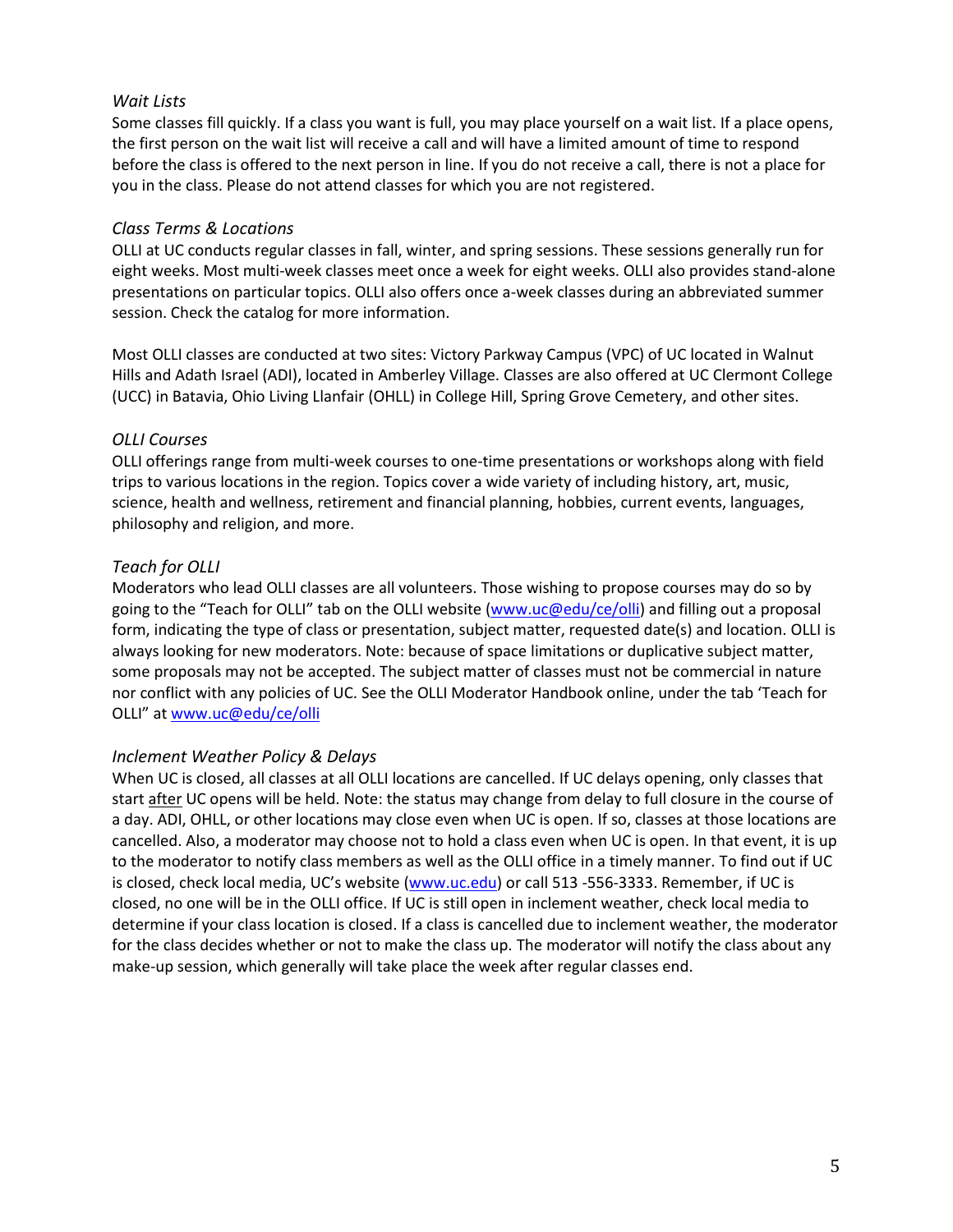*Wait Lists*

Some classes fill quickly. If a class you want is full, you may place yourself on a wait list. If a place opens, the first person on the wait list will receive a call and will have a limited amount of time to respond before the class is offered to the next person in line. If you do not receive a call, there is not a place for you in the class. Please do not attend classes for which you are not registered.

*Class Terms & Locations*

OLLI at UC conducts regular classes in fall, winter, and spring sessions. These sessions generally run for eight weeks. Most multi-week classes meet once a week for eight weeks. OLLI also provides stand-alone presentations on particular topics. OLLI also offers once a-week classes during an abbreviated summer session. Check the catalog for more information.

Most OLLI classes are conducted at two sites: Victory Parkway Campus (VPC) of UC located in Walnut Hills and Adath Israel (ADI), located in Amberley Village. Classes are also offered at UC Clermont College (UCC) in Batavia, Ohio Living Llanfair (OHLL) in College Hill, Spring Grove Cemetery, and other sites.

*OLLI Courses*

OLLI offerings range from multi-week courses to one-time presentations or workshops along with field trips to various locations in the region. Topics cover a wide variety of including history, art, music, science, health and wellness, retirement and financial planning, hobbies, current events, languages, philosophy and religion, and more.

*Teach for OLLI*

Moderators who lead OLLI classes are all volunteers. Those wishing to propose courses may do so by going to the "Teach for OLLI" tab on the OLLI website (www.uc@edu/ce/olli) and filling out a proposal form, indicating the type of class or presentation, subject matter, requested date(s) and location. OLLI is always looking for new moderators. Note: because of space limitations or duplicative subject matter, some proposals may not be accepted. The subject matter of classes must not be commercial in nature nor conflict with any policies of UC. See the OLLI Moderator Handbook online, under the tab 'Teach for OLLI" at www.uc@edu/ce/olli

*Inclement Weather Policy & Delays*

When UC is closed, all classes at all OLLI locations are cancelled. If UC delays opening, only classes that start after UC opens will be held. Note: the status may change from delay to full closure in the course of a day. ADI, OHLL, or other locations may close even when UC is open. If so, classes at those locations are cancelled. Also, a moderator may choose not to hold a class even when UC is open. In that event, it is up to the moderator to notify class members as well as the OLLI office in a timely manner. To find out if UC is closed, check local media, UC's website (www.uc.edu) or call 513 -556-3333. Remember, if UC is closed, no one will be in the OLLI office. If UC is still open in inclement weather, check local media to determine if your class location is closed. If a class is cancelled due to inclement weather, the moderator for the class decides whether or not to make the class up. The moderator will notify the class about any make-up session, which generally will take place the week after regular classes end.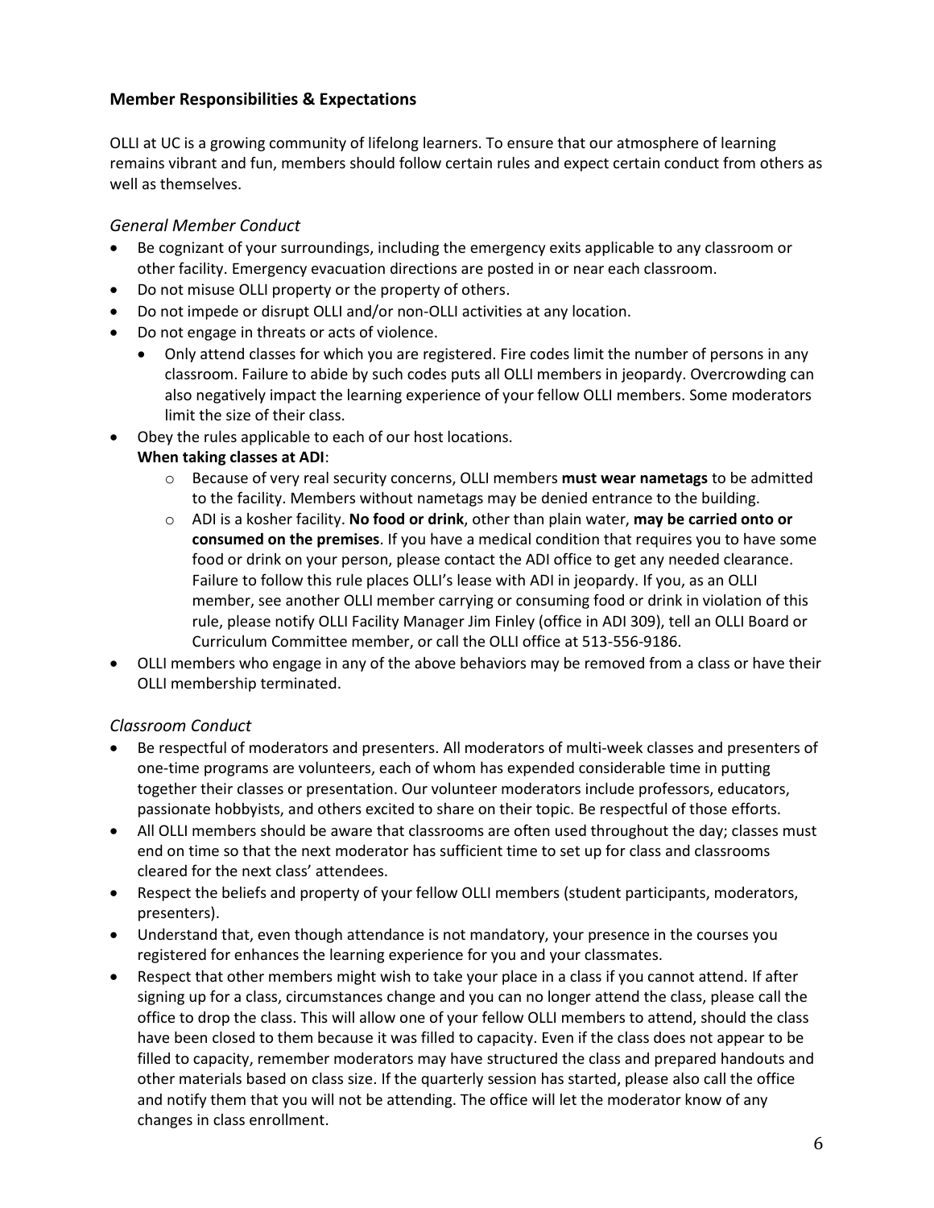### Member Responsibilities & Expectations

OLLI at UC is a growing community of lifelong learners. To ensure that our atmosphere of learning remains vibrant and fun, members should follow certain rules and expect certain conduct from others as well as themselves.

#### *General Member Conduct*

- Be cognizant of your surroundings, including the emergency exits applicable to any classroom or other facility. Emergency evacuation directions are posted in or near each classroom.
- Do not misuse OLLI property or the property of others.
- Do not impede or disrupt OLLI and/or non-OLLI activities at any location.
- Do not engage in threats or acts of violence.
  - Only attend classes for which you are registered. Fire codes limit the number of persons in any classroom. Failure to abide by such codes puts all OLLI members in jeopardy. Overcrowding can also negatively impact the learning experience of your fellow OLLI members. Some moderators limit the size of their class.
- Obey the rules applicable to each of our host locations.

  **When taking classes at ADI**:
  - Because of very real security concerns, OLLI members **must wear nametags** to be admitted to the facility. Members without nametags may be denied entrance to the building.
  - ADI is a kosher facility. **No food or drink**, other than plain water, **may be carried onto or consumed on the premises**. If you have a medical condition that requires you to have some food or drink on your person, please contact the ADI office to get any needed clearance. Failure to follow this rule places OLLI's lease with ADI in jeopardy. If you, as an OLLI member, see another OLLI member carrying or consuming food or drink in violation of this rule, please notify OLLI Facility Manager Jim Finley (office in ADI 309), tell an OLLI Board or Curriculum Committee member, or call the OLLI office at 513-556-9186.
- OLLI members who engage in any of the above behaviors may be removed from a class or have their OLLI membership terminated.

#### *Classroom Conduct*

- Be respectful of moderators and presenters. All moderators of multi-week classes and presenters of one-time programs are volunteers, each of whom has expended considerable time in putting together their classes or presentation. Our volunteer moderators include professors, educators, passionate hobbyists, and others excited to share on their topic. Be respectful of those efforts.
- All OLLI members should be aware that classrooms are often used throughout the day; classes must end on time so that the next moderator has sufficient time to set up for class and classrooms cleared for the next class' attendees.
- Respect the beliefs and property of your fellow OLLI members (student participants, moderators, presenters).
- Understand that, even though attendance is not mandatory, your presence in the courses you registered for enhances the learning experience for you and your classmates.
- Respect that other members might wish to take your place in a class if you cannot attend. If after signing up for a class, circumstances change and you can no longer attend the class, please call the office to drop the class. This will allow one of your fellow OLLI members to attend, should the class have been closed to them because it was filled to capacity. Even if the class does not appear to be filled to capacity, remember moderators may have structured the class and prepared handouts and other materials based on class size. If the quarterly session has started, please also call the office and notify them that you will not be attending. The office will let the moderator know of any changes in class enrollment.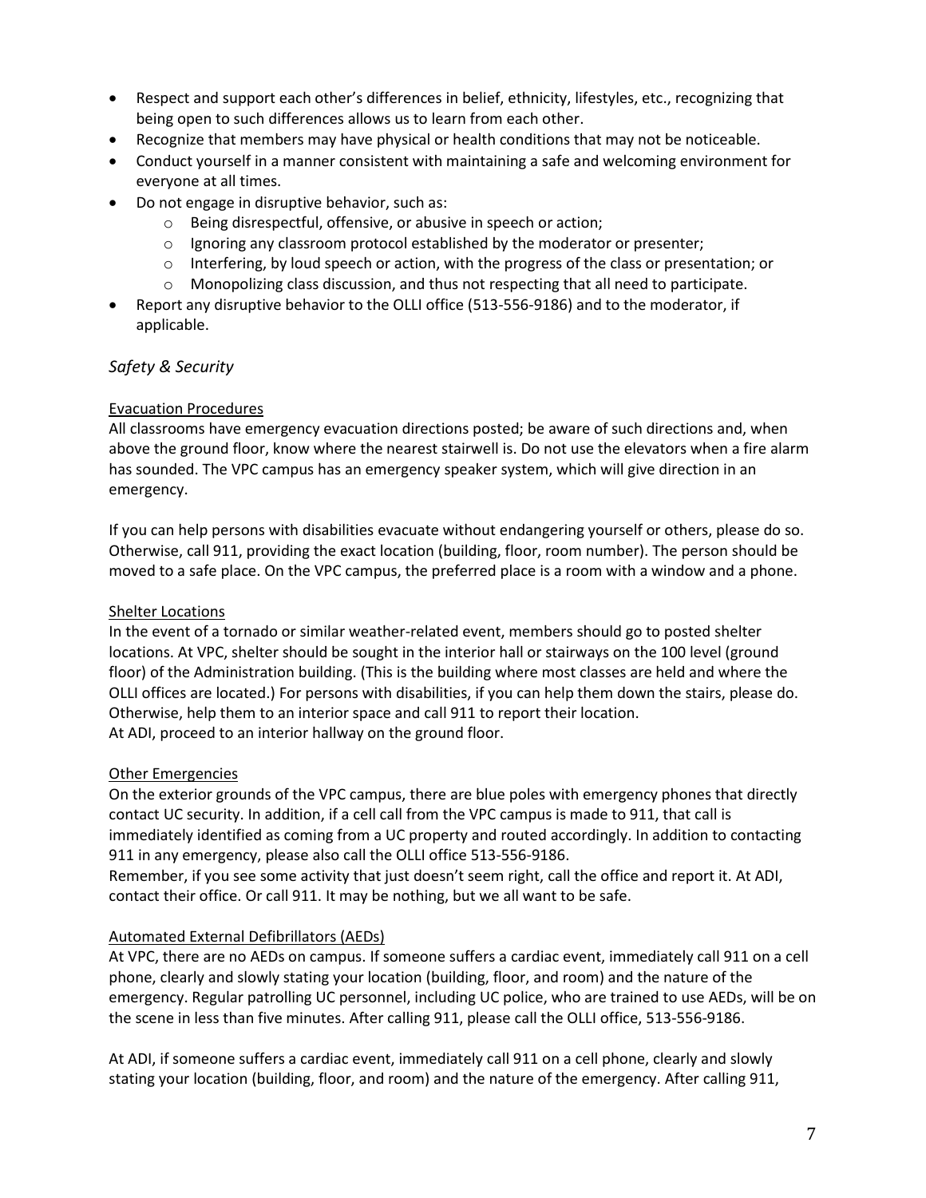- Respect and support each other's differences in belief, ethnicity, lifestyles, etc., recognizing that being open to such differences allows us to learn from each other.
- Recognize that members may have physical or health conditions that may not be noticeable.
- Conduct yourself in a manner consistent with maintaining a safe and welcoming environment for everyone at all times.
- Do not engage in disruptive behavior, such as:
  - Being disrespectful, offensive, or abusive in speech or action;
  - Ignoring any classroom protocol established by the moderator or presenter;
  - Interfering, by loud speech or action, with the progress of the class or presentation; or
  - Monopolizing class discussion, and thus not respecting that all need to participate.
- Report any disruptive behavior to the OLLI office (513-556-9186) and to the moderator, if applicable.

## *Safety & Security*

### Evacuation Procedures

All classrooms have emergency evacuation directions posted; be aware of such directions and, when above the ground floor, know where the nearest stairwell is. Do not use the elevators when a fire alarm has sounded. The VPC campus has an emergency speaker system, which will give direction in an emergency.

If you can help persons with disabilities evacuate without endangering yourself or others, please do so. Otherwise, call 911, providing the exact location (building, floor, room number). The person should be moved to a safe place. On the VPC campus, the preferred place is a room with a window and a phone.

### Shelter Locations

In the event of a tornado or similar weather-related event, members should go to posted shelter locations. At VPC, shelter should be sought in the interior hall or stairways on the 100 level (ground floor) of the Administration building. (This is the building where most classes are held and where the OLLI offices are located.) For persons with disabilities, if you can help them down the stairs, please do. Otherwise, help them to an interior space and call 911 to report their location.
At ADI, proceed to an interior hallway on the ground floor.

### Other Emergencies

On the exterior grounds of the VPC campus, there are blue poles with emergency phones that directly contact UC security. In addition, if a cell call from the VPC campus is made to 911, that call is immediately identified as coming from a UC property and routed accordingly. In addition to contacting 911 in any emergency, please also call the OLLI office 513-556-9186.
Remember, if you see some activity that just doesn't seem right, call the office and report it. At ADI, contact their office. Or call 911. It may be nothing, but we all want to be safe.

### Automated External Defibrillators (AEDs)

At VPC, there are no AEDs on campus. If someone suffers a cardiac event, immediately call 911 on a cell phone, clearly and slowly stating your location (building, floor, and room) and the nature of the emergency. Regular patrolling UC personnel, including UC police, who are trained to use AEDs, will be on the scene in less than five minutes. After calling 911, please call the OLLI office, 513-556-9186.

At ADI, if someone suffers a cardiac event, immediately call 911 on a cell phone, clearly and slowly stating your location (building, floor, and room) and the nature of the emergency. After calling 911,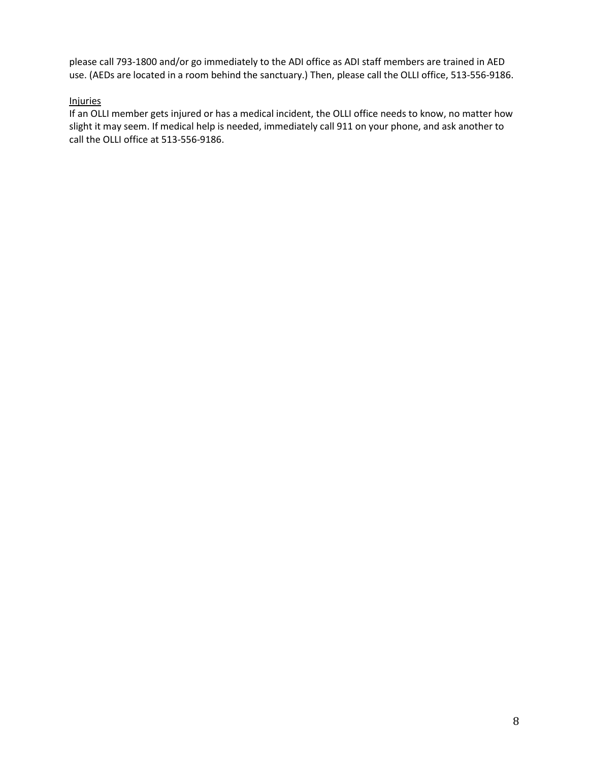please call 793-1800 and/or go immediately to the ADI office as ADI staff members are trained in AED use. (AEDs are located in a room behind the sanctuary.) Then, please call the OLLI office, 513-556-9186.

Injuries

If an OLLI member gets injured or has a medical incident, the OLLI office needs to know, no matter how slight it may seem. If medical help is needed, immediately call 911 on your phone, and ask another to call the OLLI office at 513-556-9186.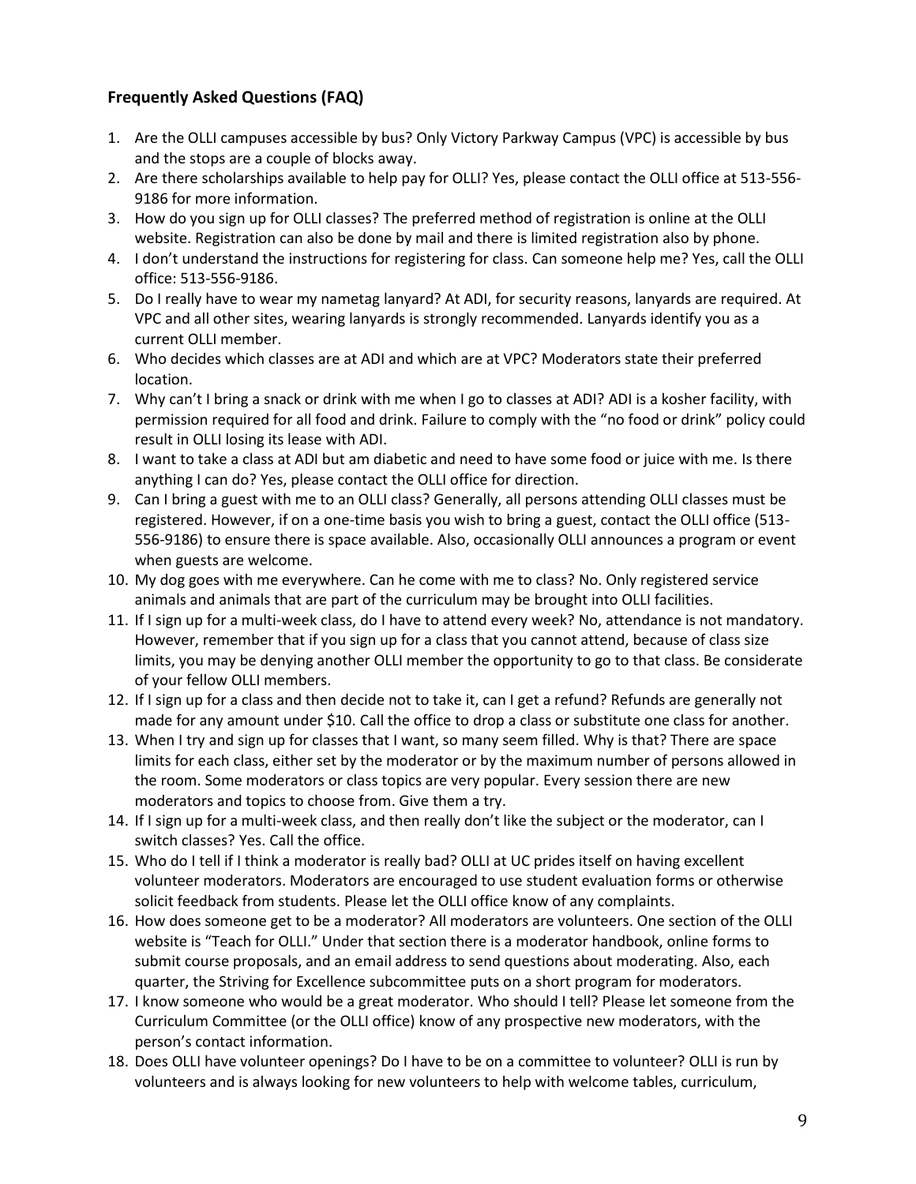## Frequently Asked Questions (FAQ)

1. Are the OLLI campuses accessible by bus? Only Victory Parkway Campus (VPC) is accessible by bus and the stops are a couple of blocks away.
2. Are there scholarships available to help pay for OLLI? Yes, please contact the OLLI office at 513-556-9186 for more information.
3. How do you sign up for OLLI classes? The preferred method of registration is online at the OLLI website. Registration can also be done by mail and there is limited registration also by phone.
4. I don't understand the instructions for registering for class. Can someone help me? Yes, call the OLLI office: 513-556-9186.
5. Do I really have to wear my nametag lanyard? At ADI, for security reasons, lanyards are required. At VPC and all other sites, wearing lanyards is strongly recommended. Lanyards identify you as a current OLLI member.
6. Who decides which classes are at ADI and which are at VPC? Moderators state their preferred location.
7. Why can't I bring a snack or drink with me when I go to classes at ADI? ADI is a kosher facility, with permission required for all food and drink. Failure to comply with the "no food or drink" policy could result in OLLI losing its lease with ADI.
8. I want to take a class at ADI but am diabetic and need to have some food or juice with me. Is there anything I can do? Yes, please contact the OLLI office for direction.
9. Can I bring a guest with me to an OLLI class? Generally, all persons attending OLLI classes must be registered. However, if on a one-time basis you wish to bring a guest, contact the OLLI office (513-556-9186) to ensure there is space available. Also, occasionally OLLI announces a program or event when guests are welcome.
10. My dog goes with me everywhere. Can he come with me to class? No. Only registered service animals and animals that are part of the curriculum may be brought into OLLI facilities.
11. If I sign up for a multi-week class, do I have to attend every week? No, attendance is not mandatory. However, remember that if you sign up for a class that you cannot attend, because of class size limits, you may be denying another OLLI member the opportunity to go to that class. Be considerate of your fellow OLLI members.
12. If I sign up for a class and then decide not to take it, can I get a refund? Refunds are generally not made for any amount under $10. Call the office to drop a class or substitute one class for another.
13. When I try and sign up for classes that I want, so many seem filled. Why is that? There are space limits for each class, either set by the moderator or by the maximum number of persons allowed in the room. Some moderators or class topics are very popular. Every session there are new moderators and topics to choose from. Give them a try.
14. If I sign up for a multi-week class, and then really don't like the subject or the moderator, can I switch classes? Yes. Call the office.
15. Who do I tell if I think a moderator is really bad? OLLI at UC prides itself on having excellent volunteer moderators. Moderators are encouraged to use student evaluation forms or otherwise solicit feedback from students. Please let the OLLI office know of any complaints.
16. How does someone get to be a moderator? All moderators are volunteers. One section of the OLLI website is "Teach for OLLI." Under that section there is a moderator handbook, online forms to submit course proposals, and an email address to send questions about moderating. Also, each quarter, the Striving for Excellence subcommittee puts on a short program for moderators.
17. I know someone who would be a great moderator. Who should I tell? Please let someone from the Curriculum Committee (or the OLLI office) know of any prospective new moderators, with the person's contact information.
18. Does OLLI have volunteer openings? Do I have to be on a committee to volunteer? OLLI is run by volunteers and is always looking for new volunteers to help with welcome tables, curriculum,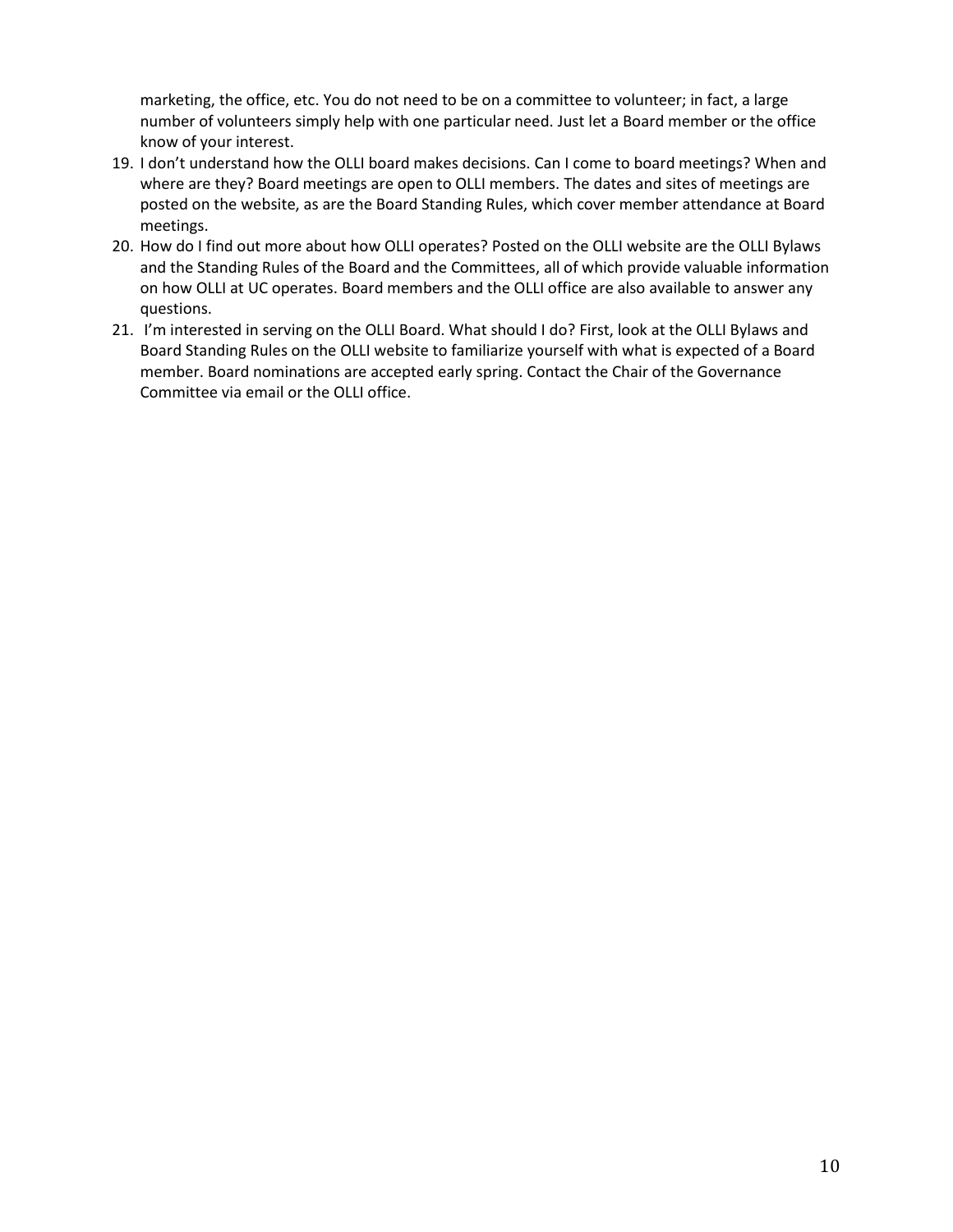marketing, the office, etc. You do not need to be on a committee to volunteer; in fact, a large number of volunteers simply help with one particular need. Just let a Board member or the office know of your interest.

19. I don't understand how the OLLI board makes decisions. Can I come to board meetings? When and where are they? Board meetings are open to OLLI members. The dates and sites of meetings are posted on the website, as are the Board Standing Rules, which cover member attendance at Board meetings.
20. How do I find out more about how OLLI operates? Posted on the OLLI website are the OLLI Bylaws and the Standing Rules of the Board and the Committees, all of which provide valuable information on how OLLI at UC operates. Board members and the OLLI office are also available to answer any questions.
21. I'm interested in serving on the OLLI Board. What should I do? First, look at the OLLI Bylaws and Board Standing Rules on the OLLI website to familiarize yourself with what is expected of a Board member. Board nominations are accepted early spring. Contact the Chair of the Governance Committee via email or the OLLI office.